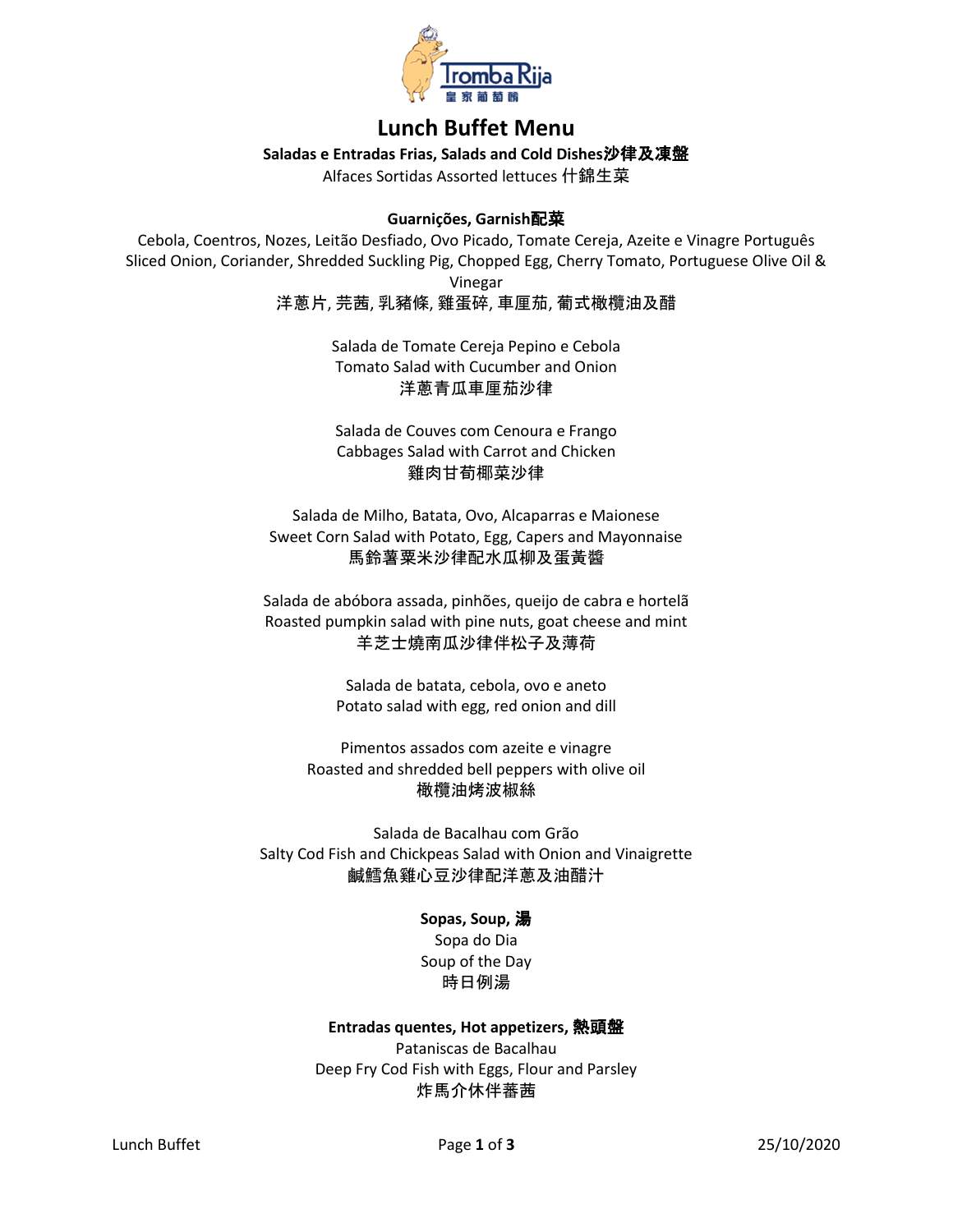# Lunch Buffet Menu

**Saladas e Entradas Frias, Salads and Cold Dishes沙律及凍盤**

Alfaces Sortidas Assorted lettuces 什錦生菜

**Guarnições, Garnish配菜**

Cebola, Coentros, Nozes, Leitão Desfiado, Ovo Picado, Tomate Cereja, Azeite e Vinagre Português
Sliced Onion, Coriander, Shredded Suckling Pig, Chopped Egg, Cherry Tomato, Portuguese Olive Oil & Vinegar
洋蔥片, 芫茜, 乳豬條, 雞蛋碎, 車厘茄, 葡式橄欖油及醋

Salada de Tomate Cereja Pepino e Cebola
Tomato Salad with Cucumber and Onion
洋蔥青瓜車厘茄沙律

Salada de Couves com Cenoura e Frango
Cabbages Salad with Carrot and Chicken
雞肉甘荀椰菜沙律

Salada de Milho, Batata, Ovo, Alcaparras e Maionese
Sweet Corn Salad with Potato, Egg, Capers and Mayonnaise
馬鈴薯粟米沙律配水瓜柳及蛋黃醬

Salada de abóbora assada, pinhões, queijo de cabra e hortelã
Roasted pumpkin salad with pine nuts, goat cheese and mint
羊芝士燒南瓜沙律伴松子及薄荷

Salada de batata, cebola, ovo e aneto
Potato salad with egg, red onion and dill

Pimentos assados com azeite e vinagre
Roasted and shredded bell peppers with olive oil
橄欖油烤波椒絲

Salada de Bacalhau com Grão
Salty Cod Fish and Chickpeas Salad with Onion and Vinaigrette
鹹鱈魚雞心豆沙律配洋蔥及油醋汁

**Sopas, Soup, 湯**

Sopa do Dia
Soup of the Day
時日例湯

**Entradas quentes, Hot appetizers, 熱頭盤**

Pataniscas de Bacalhau
Deep Fry Cod Fish with Eggs, Flour and Parsley
炸馬介休伴蕃茜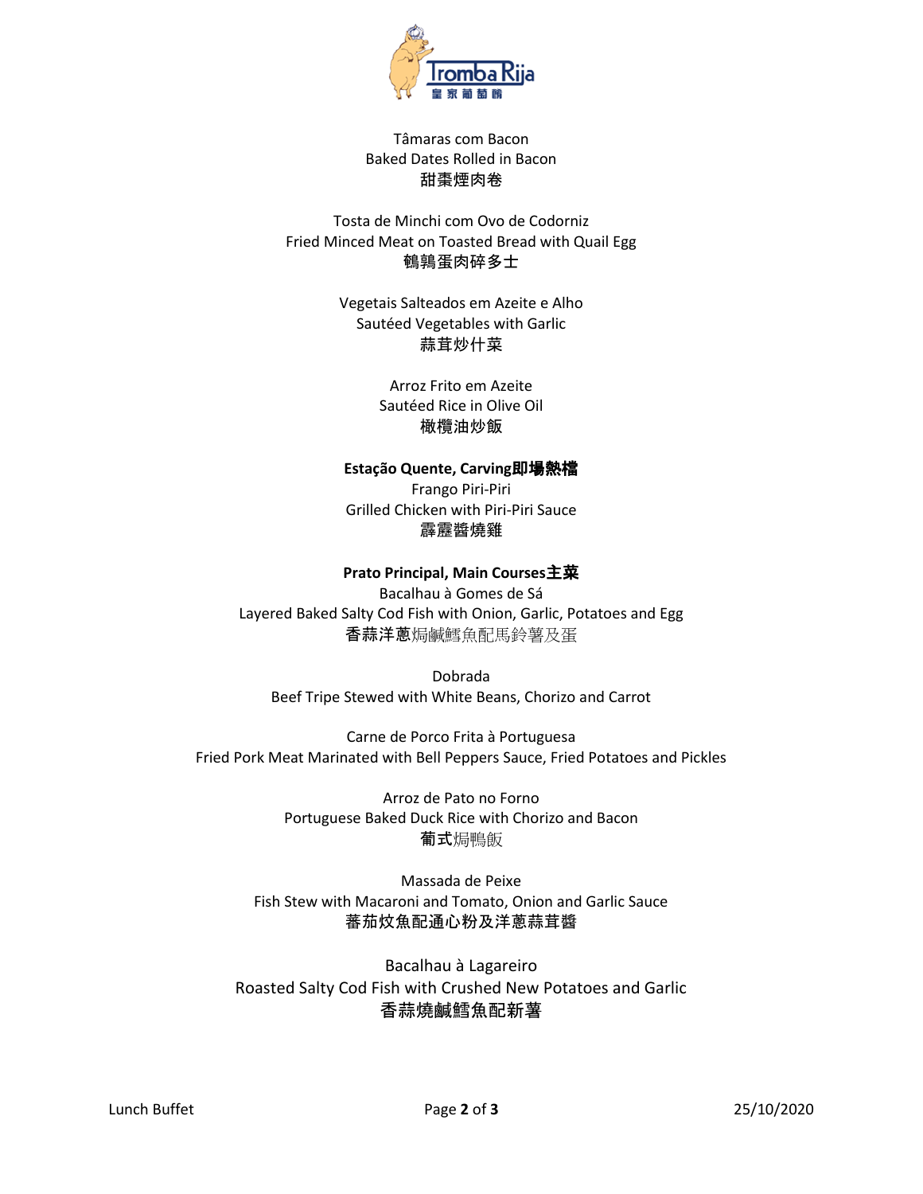Tâmaras com Bacon
Baked Dates Rolled in Bacon
甜棗煙肉卷

Tosta de Minchi com Ovo de Codorniz
Fried Minced Meat on Toasted Bread with Quail Egg
鵪鶉蛋肉碎多士

Vegetais Salteados em Azeite e Alho
Sautéed Vegetables with Garlic
蒜茸炒什菜

Arroz Frito em Azeite
Sautéed Rice in Olive Oil
橄欖油炒飯

**Estação Quente, Carving即場熱檔**

Frango Piri-Piri
Grilled Chicken with Piri-Piri Sauce
霹靂醬燒雞

**Prato Principal, Main Courses主菜**

Bacalhau à Gomes de Sá
Layered Baked Salty Cod Fish with Onion, Garlic, Potatoes and Egg
香蒜洋蔥焗鹹鱈魚配馬鈴薯及蛋

Dobrada
Beef Tripe Stewed with White Beans, Chorizo and Carrot

Carne de Porco Frita à Portuguesa
Fried Pork Meat Marinated with Bell Peppers Sauce, Fried Potatoes and Pickles

Arroz de Pato no Forno
Portuguese Baked Duck Rice with Chorizo and Bacon
葡式焗鴨飯

Massada de Peixe
Fish Stew with Macaroni and Tomato, Onion and Garlic Sauce
蕃茄炆魚配通心粉及洋蔥蒜茸醬

Bacalhau à Lagareiro
Roasted Salty Cod Fish with Crushed New Potatoes and Garlic
香蒜燒鹹鱈魚配新薯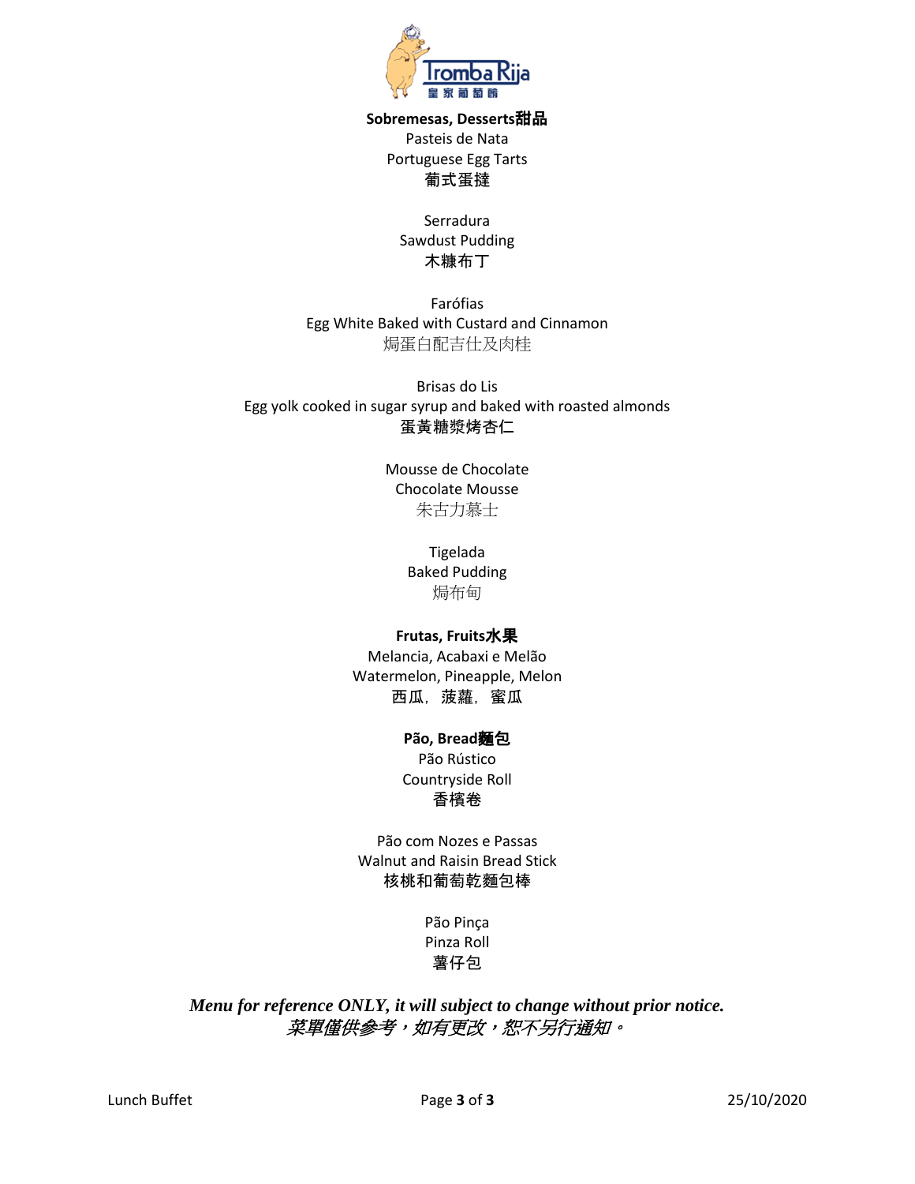**Sobremesas, Desserts甜品**

Pasteis de Nata
Portuguese Egg Tarts
葡式蛋撻

Serradura
Sawdust Pudding
木糠布丁

Farófias
Egg White Baked with Custard and Cinnamon
焗蛋白配吉仕及肉桂

Brisas do Lis
Egg yolk cooked in sugar syrup and baked with roasted almonds
蛋黃糖漿烤杏仁

Mousse de Chocolate
Chocolate Mousse
朱古力慕士

Tigelada
Baked Pudding
焗布甸

**Frutas, Fruits水果**

Melancia, Acabaxi e Melão
Watermelon, Pineapple, Melon
西瓜，菠蘿，蜜瓜

**Pão, Bread麵包**

Pão Rústico
Countryside Roll
香檳卷

Pão com Nozes e Passas
Walnut and Raisin Bread Stick
核桃和葡萄乾麵包棒

Pão Pinça
Pinza Roll
薯仔包

***Menu for reference ONLY, it will subject to change without prior notice.***
*菜單僅供參考，如有更改，恕不另行通知。*